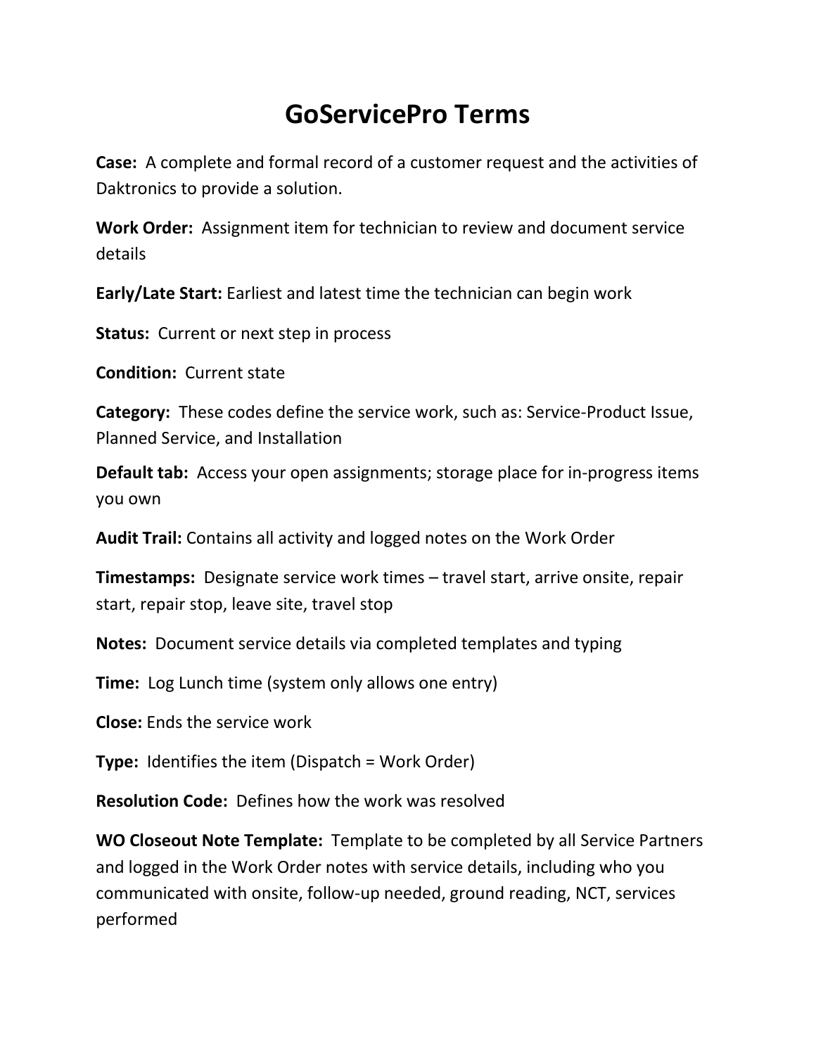# GoServicePro Terms

**Case:** A complete and formal record of a customer request and the activities of Daktronics to provide a solution.

**Work Order:** Assignment item for technician to review and document service details

**Early/Late Start:** Earliest and latest time the technician can begin work

**Status:** Current or next step in process

**Condition:** Current state

**Category:** These codes define the service work, such as: Service-Product Issue, Planned Service, and Installation

**Default tab:** Access your open assignments; storage place for in-progress items you own

**Audit Trail:** Contains all activity and logged notes on the Work Order

**Timestamps:** Designate service work times – travel start, arrive onsite, repair start, repair stop, leave site, travel stop

**Notes:** Document service details via completed templates and typing

**Time:** Log Lunch time (system only allows one entry)

**Close:** Ends the service work

**Type:** Identifies the item (Dispatch = Work Order)

**Resolution Code:** Defines how the work was resolved

**WO Closeout Note Template:** Template to be completed by all Service Partners and logged in the Work Order notes with service details, including who you communicated with onsite, follow-up needed, ground reading, NCT, services performed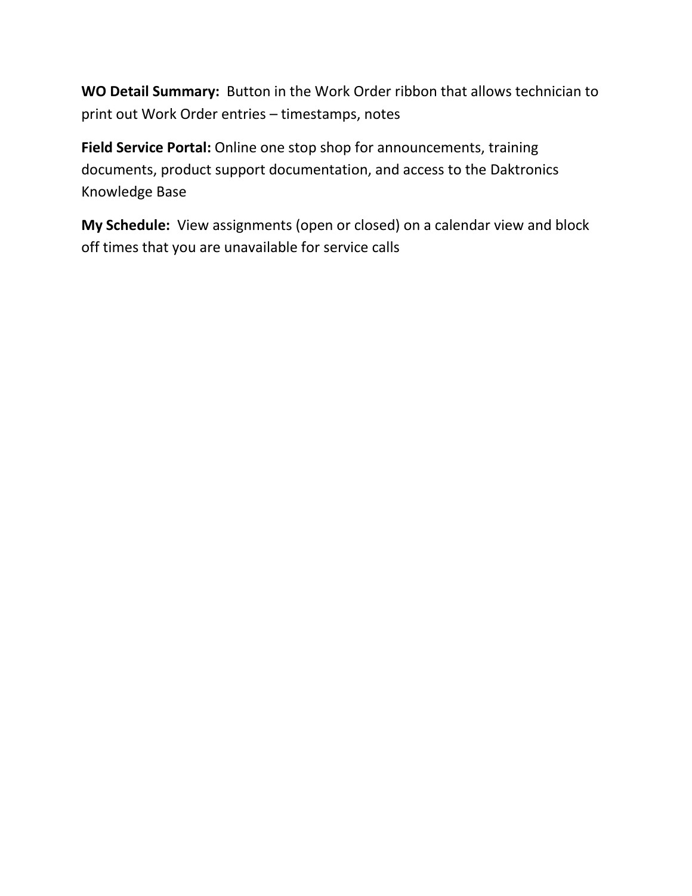**WO Detail Summary:** Button in the Work Order ribbon that allows technician to print out Work Order entries – timestamps, notes

**Field Service Portal:** Online one stop shop for announcements, training documents, product support documentation, and access to the Daktronics Knowledge Base

**My Schedule:** View assignments (open or closed) on a calendar view and block off times that you are unavailable for service calls